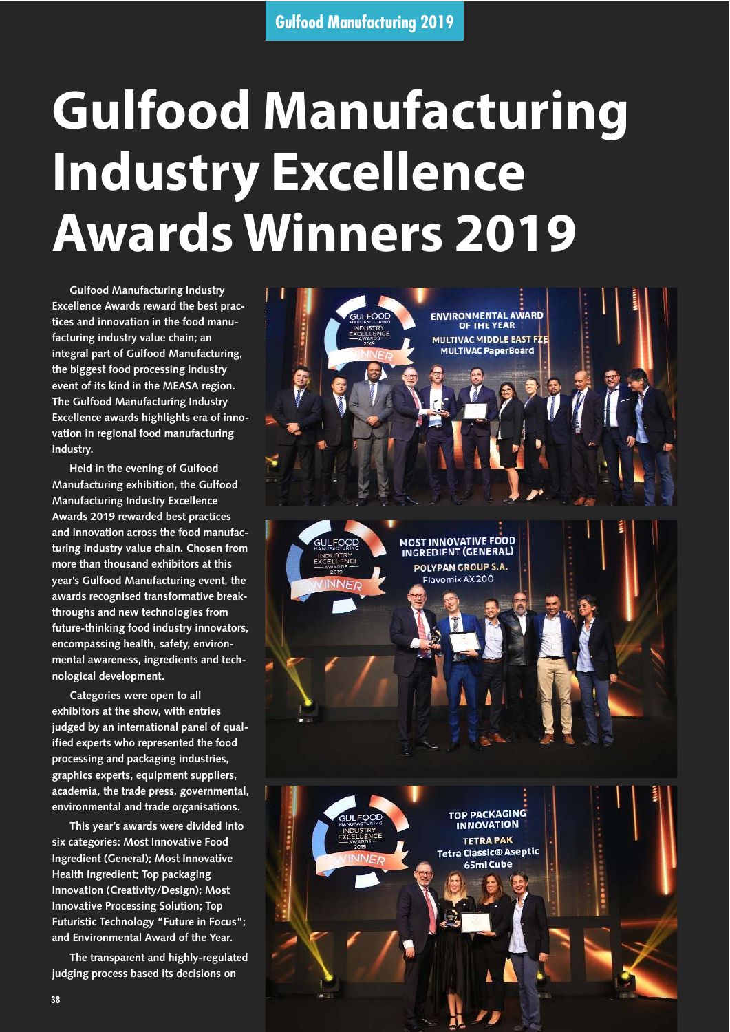# Gulfood Manufacturing Industry Excellence Awards Winners 2019

Gulfood Manufacturing Industry Excellence Awards reward the best practices and innovation in the food manufacturing industry value chain; an integral part of Gulfood Manufacturing, the biggest food processing industry event of its kind in the MEASA region. The Gulfood Manufacturing Industry Excellence awards highlights era of innovation in regional food manufacturing industry.

Held in the evening of Gulfood Manufacturing exhibition, the Gulfood Manufacturing Industry Excellence Awards 2019 rewarded best practices and innovation across the food manufacturing industry value chain. Chosen from more than thousand exhibitors at this year's Gulfood Manufacturing event, the awards recognised transformative breakthroughs and new technologies from future-thinking food industry innovators, encompassing health, safety, environmental awareness, ingredients and technological development.

Categories were open to all exhibitors at the show, with entries judged by an international panel of qualified experts who represented the food processing and packaging industries, graphics experts, equipment suppliers, academia, the trade press, governmental, environmental and trade organisations.

This year's awards were divided into six categories: Most Innovative Food Ingredient (General); Most Innovative Health Ingredient; Top packaging Innovation (Creativity/Design); Most Innovative Processing Solution; Top Futuristic Technology "Future in Focus"; and Environmental Award of the Year.

The transparent and highly-regulated judging process based its decisions on

ENVIRONMENTAL AWARD OF THE YEAR
MULTIVAC MIDDLE EAST FZE
MULTIVAC PaperBoard

MOST INNOVATIVE FOOD INGREDIENT (GENERAL)
POLYPAN GROUP S.A.
Flavomix AX200

TOP PACKAGING INNOVATION
TETRA PAK
Tetra Classic® Aseptic 65ml Cube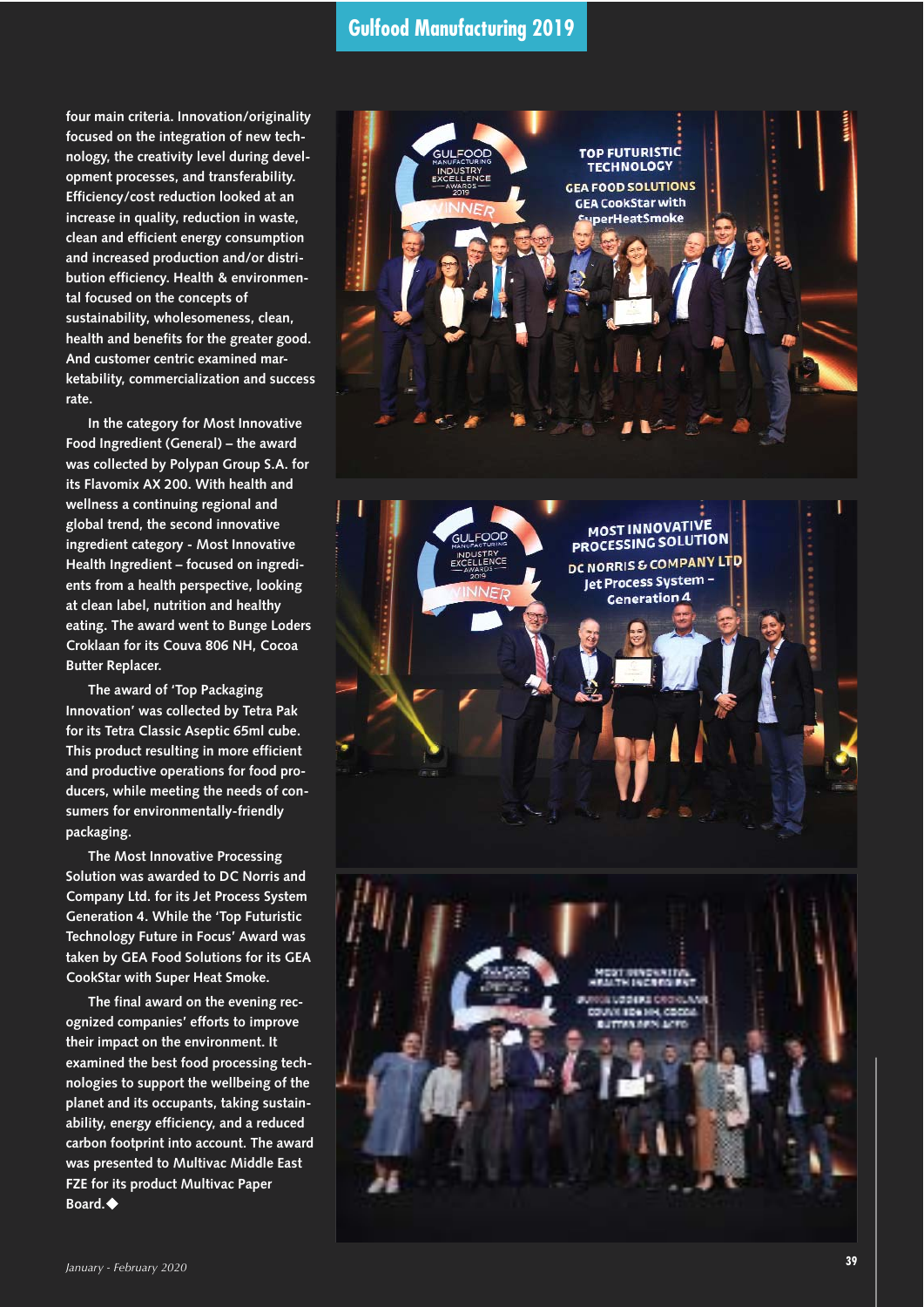four main criteria. Innovation/originality focused on the integration of new technology, the creativity level during development processes, and transferability. Efficiency/cost reduction looked at an increase in quality, reduction in waste, clean and efficient energy consumption and increased production and/or distribution efficiency. Health & environmental focused on the concepts of sustainability, wholesomeness, clean, health and benefits for the greater good. And customer centric examined marketability, commercialization and success rate.

In the category for Most Innovative Food Ingredient (General) – the award was collected by Polypan Group S.A. for its Flavomix AX 200. With health and wellness a continuing regional and global trend, the second innovative ingredient category - Most Innovative Health Ingredient – focused on ingredients from a health perspective, looking at clean label, nutrition and healthy eating. The award went to Bunge Loders Croklaan for its Couva 806 NH, Cocoa Butter Replacer.

The award of 'Top Packaging Innovation' was collected by Tetra Pak for its Tetra Classic Aseptic 65ml cube. This product resulting in more efficient and productive operations for food producers, while meeting the needs of consumers for environmentally-friendly packaging.

The Most Innovative Processing Solution was awarded to DC Norris and Company Ltd. for its Jet Process System Generation 4. While the 'Top Futuristic Technology Future in Focus' Award was taken by GEA Food Solutions for its GEA CookStar with Super Heat Smoke.

The final award on the evening recognized companies' efforts to improve their impact on the environment. It examined the best food processing technologies to support the wellbeing of the planet and its occupants, taking sustainability, energy efficiency, and a reduced carbon footprint into account. The award was presented to Multivac Middle East FZE for its product Multivac Paper Board.◆